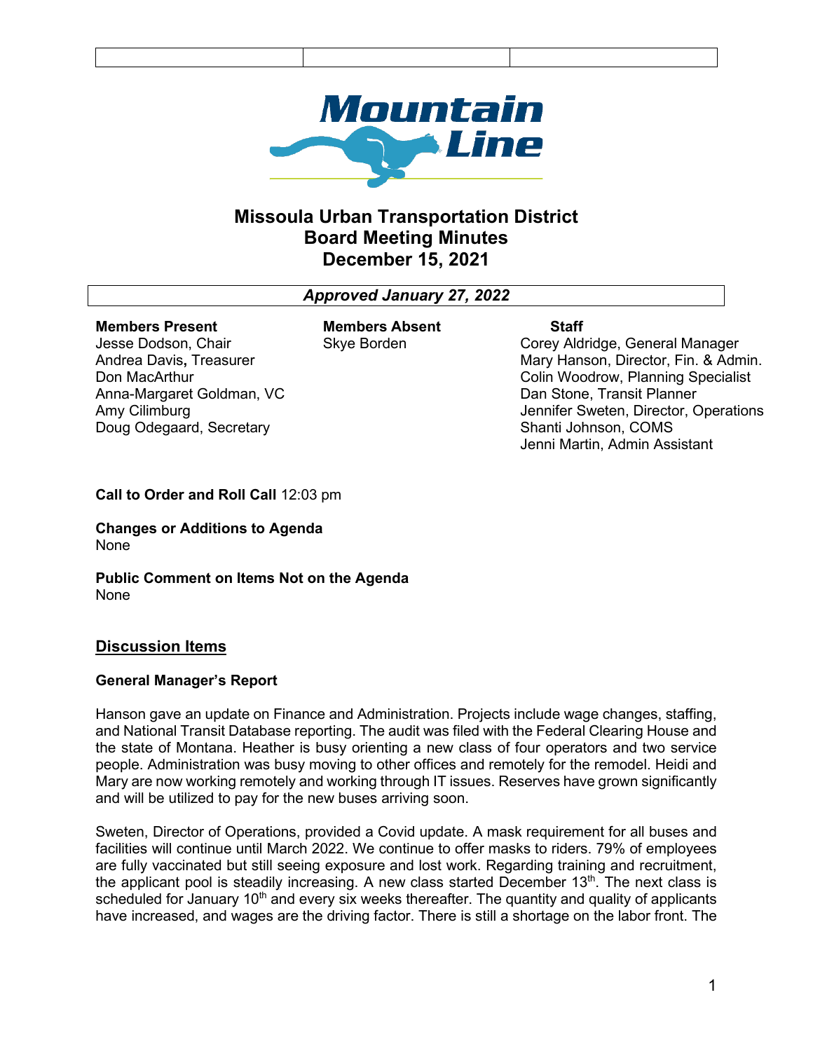# Missoula Urban Transportation District Board Meeting Minutes December 15, 2021

***Approved January 27, 2022***

| Members Present | Members Absent | Staff |
|---|---|---|
| Jesse Dodson, Chair | Skye Borden | Corey Aldridge, General Manager |
| Andrea Davis, Treasurer | | Mary Hanson, Director, Fin. & Admin. |
| Don MacArthur | | Colin Woodrow, Planning Specialist |
| Anna-Margaret Goldman, VC | | Dan Stone, Transit Planner |
| Amy Cilimburg | | Jennifer Sweten, Director, Operations |
| Doug Odegaard, Secretary | | Shanti Johnson, COMS |
| | | Jenni Martin, Admin Assistant |

**Call to Order and Roll Call** 12:03 pm

**Changes or Additions to Agenda**
None

**Public Comment on Items Not on the Agenda**
None

## Discussion Items

### General Manager's Report

Hanson gave an update on Finance and Administration. Projects include wage changes, staffing, and National Transit Database reporting. The audit was filed with the Federal Clearing House and the state of Montana. Heather is busy orienting a new class of four operators and two service people. Administration was busy moving to other offices and remotely for the remodel. Heidi and Mary are now working remotely and working through IT issues. Reserves have grown significantly and will be utilized to pay for the new buses arriving soon.

Sweten, Director of Operations, provided a Covid update. A mask requirement for all buses and facilities will continue until March 2022. We continue to offer masks to riders. 79% of employees are fully vaccinated but still seeing exposure and lost work. Regarding training and recruitment, the applicant pool is steadily increasing. A new class started December 13th. The next class is scheduled for January 10th and every six weeks thereafter. The quantity and quality of applicants have increased, and wages are the driving factor. There is still a shortage on the labor front. The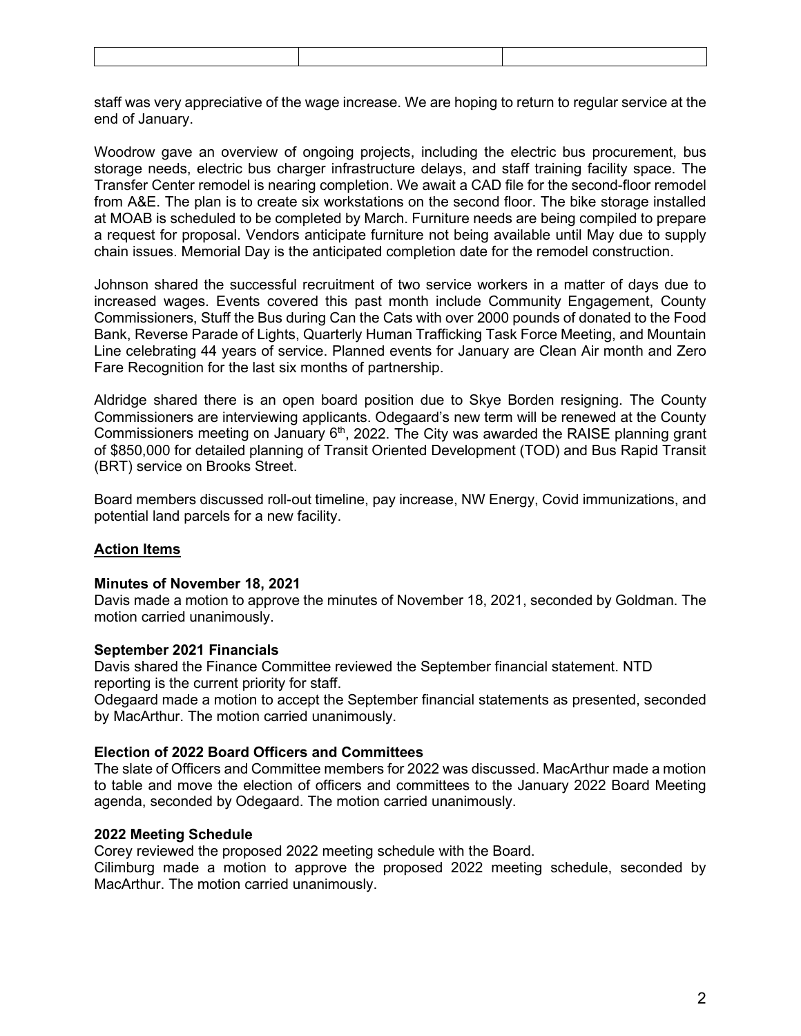staff was very appreciative of the wage increase. We are hoping to return to regular service at the end of January.

Woodrow gave an overview of ongoing projects, including the electric bus procurement, bus storage needs, electric bus charger infrastructure delays, and staff training facility space. The Transfer Center remodel is nearing completion. We await a CAD file for the second-floor remodel from A&E. The plan is to create six workstations on the second floor. The bike storage installed at MOAB is scheduled to be completed by March. Furniture needs are being compiled to prepare a request for proposal. Vendors anticipate furniture not being available until May due to supply chain issues. Memorial Day is the anticipated completion date for the remodel construction.

Johnson shared the successful recruitment of two service workers in a matter of days due to increased wages. Events covered this past month include Community Engagement, County Commissioners, Stuff the Bus during Can the Cats with over 2000 pounds of donated to the Food Bank, Reverse Parade of Lights, Quarterly Human Trafficking Task Force Meeting, and Mountain Line celebrating 44 years of service. Planned events for January are Clean Air month and Zero Fare Recognition for the last six months of partnership.

Aldridge shared there is an open board position due to Skye Borden resigning. The County Commissioners are interviewing applicants. Odegaard's new term will be renewed at the County Commissioners meeting on January 6th, 2022. The City was awarded the RAISE planning grant of $850,000 for detailed planning of Transit Oriented Development (TOD) and Bus Rapid Transit (BRT) service on Brooks Street.

Board members discussed roll-out timeline, pay increase, NW Energy, Covid immunizations, and potential land parcels for a new facility.

## Action Items

**Minutes of November 18, 2021**
Davis made a motion to approve the minutes of November 18, 2021, seconded by Goldman. The motion carried unanimously.

**September 2021 Financials**
Davis shared the Finance Committee reviewed the September financial statement. NTD reporting is the current priority for staff.
Odegaard made a motion to accept the September financial statements as presented, seconded by MacArthur. The motion carried unanimously.

**Election of 2022 Board Officers and Committees**
The slate of Officers and Committee members for 2022 was discussed. MacArthur made a motion to table and move the election of officers and committees to the January 2022 Board Meeting agenda, seconded by Odegaard. The motion carried unanimously.

**2022 Meeting Schedule**
Corey reviewed the proposed 2022 meeting schedule with the Board.
Cilimburg made a motion to approve the proposed 2022 meeting schedule, seconded by MacArthur. The motion carried unanimously.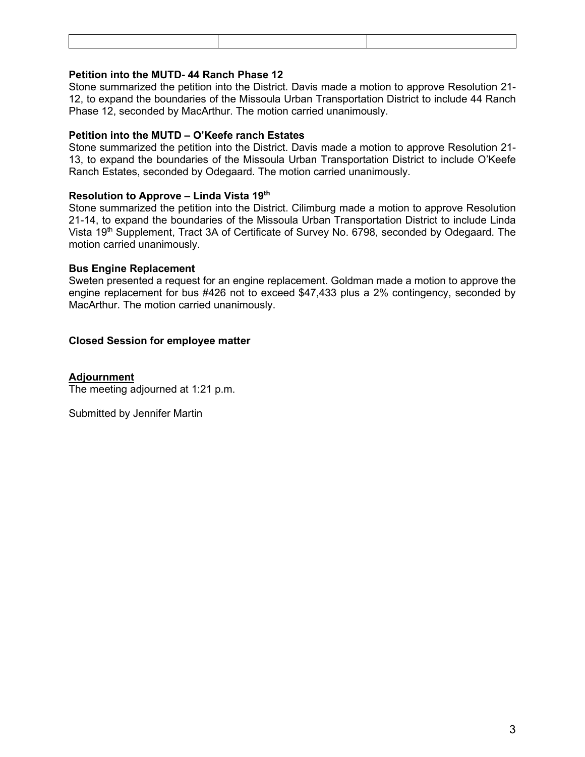| | | |
|---|---|---|
| | | |

**Petition into the MUTD- 44 Ranch Phase 12**

Stone summarized the petition into the District. Davis made a motion to approve Resolution 21-12, to expand the boundaries of the Missoula Urban Transportation District to include 44 Ranch Phase 12, seconded by MacArthur. The motion carried unanimously.

**Petition into the MUTD – O'Keefe ranch Estates**

Stone summarized the petition into the District. Davis made a motion to approve Resolution 21-13, to expand the boundaries of the Missoula Urban Transportation District to include O'Keefe Ranch Estates, seconded by Odegaard. The motion carried unanimously.

**Resolution to Approve – Linda Vista 19th**

Stone summarized the petition into the District. Cilimburg made a motion to approve Resolution 21-14, to expand the boundaries of the Missoula Urban Transportation District to include Linda Vista 19th Supplement, Tract 3A of Certificate of Survey No. 6798, seconded by Odegaard. The motion carried unanimously.

**Bus Engine Replacement**

Sweten presented a request for an engine replacement. Goldman made a motion to approve the engine replacement for bus #426 not to exceed $47,433 plus a 2% contingency, seconded by MacArthur. The motion carried unanimously.

**Closed Session for employee matter**

**Adjournment**

The meeting adjourned at 1:21 p.m.

Submitted by Jennifer Martin